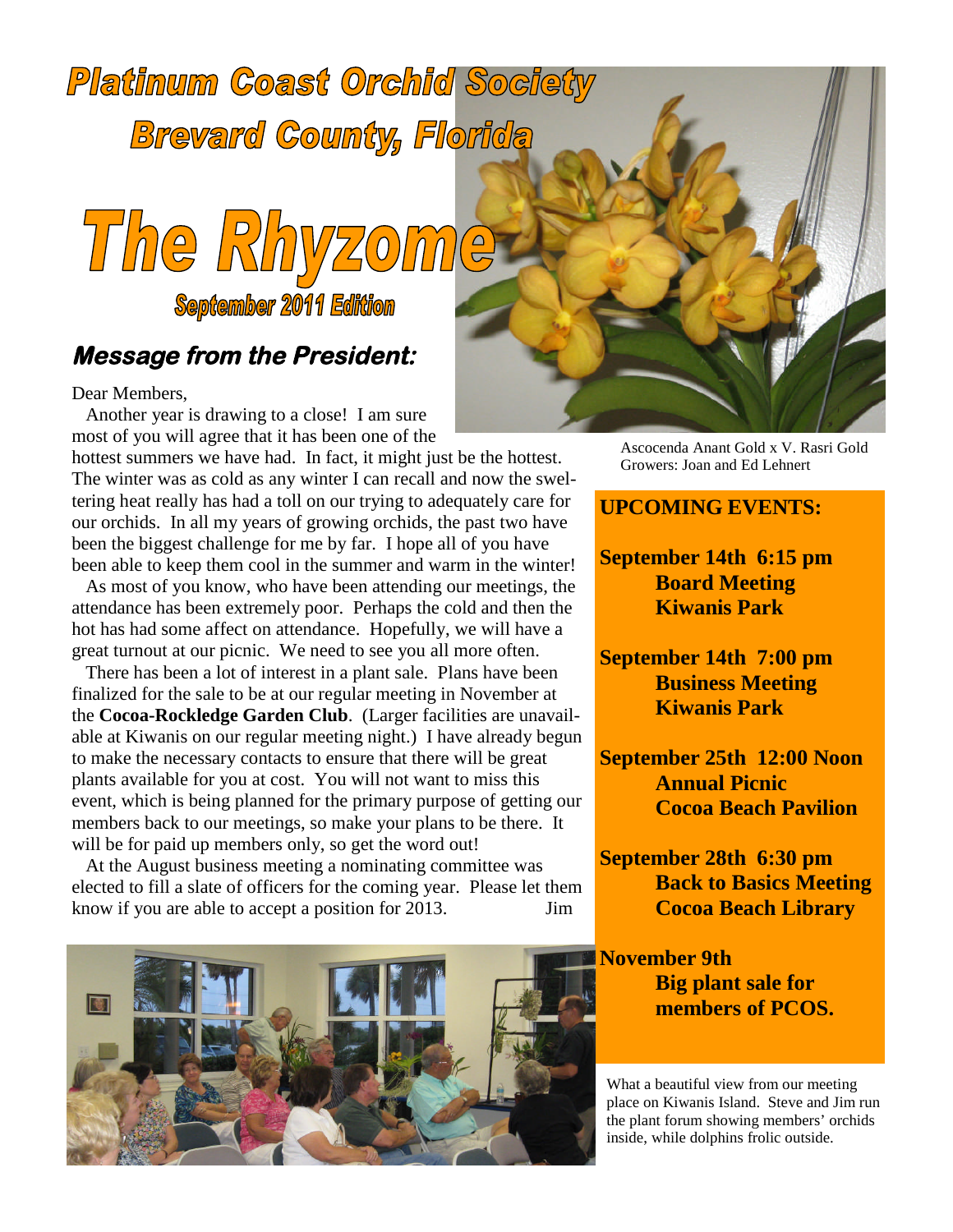# Platinum Coast Orchid Society

## Brevard County, Florida

# The Rhyzome

**September 2011 Edition**

## *Message from the President:*

Dear Members,

Another year is drawing to a close! I am sure most of you will agree that it has been one of the hottest summers we have had. In fact, it might just be the hottest. The winter was as cold as any winter I can recall and now the sweltering heat really has had a toll on our trying to adequately care for our orchids. In all my years of growing orchids, the past two have been the biggest challenge for me by far. I hope all of you have been able to keep them cool in the summer and warm in the winter!

As most of you know, who have been attending our meetings, the attendance has been extremely poor. Perhaps the cold and then the hot has had some affect on attendance. Hopefully, we will have a great turnout at our picnic. We need to see you all more often.

There has been a lot of interest in a plant sale. Plans have been finalized for the sale to be at our regular meeting in November at the **Cocoa-Rockledge Garden Club**. (Larger facilities are unavailable at Kiwanis on our regular meeting night.) I have already begun to make the necessary contacts to ensure that there will be great plants available for you at cost. You will not want to miss this event, which is being planned for the primary purpose of getting our members back to our meetings, so make your plans to be there. It will be for paid up members only, so get the word out!

At the August business meeting a nominating committee was elected to fill a slate of officers for the coming year. Please let them know if you are able to accept a position for 2013.

Jim

Ascocenda Anant Gold x V. Rasri Gold
Growers: Joan and Ed Lehnert

### UPCOMING EVENTS:

**September 14th 6:15 pm**
**Board Meeting**
**Kiwanis Park**

**September 14th 7:00 pm**
**Business Meeting**
**Kiwanis Park**

**September 25th 12:00 Noon**
**Annual Picnic**
**Cocoa Beach Pavilion**

**September 28th 6:30 pm**
**Back to Basics Meeting**
**Cocoa Beach Library**

**November 9th**
**Big plant sale for members of PCOS.**

What a beautiful view from our meeting place on Kiwanis Island. Steve and Jim run the plant forum showing members' orchids inside, while dolphins frolic outside.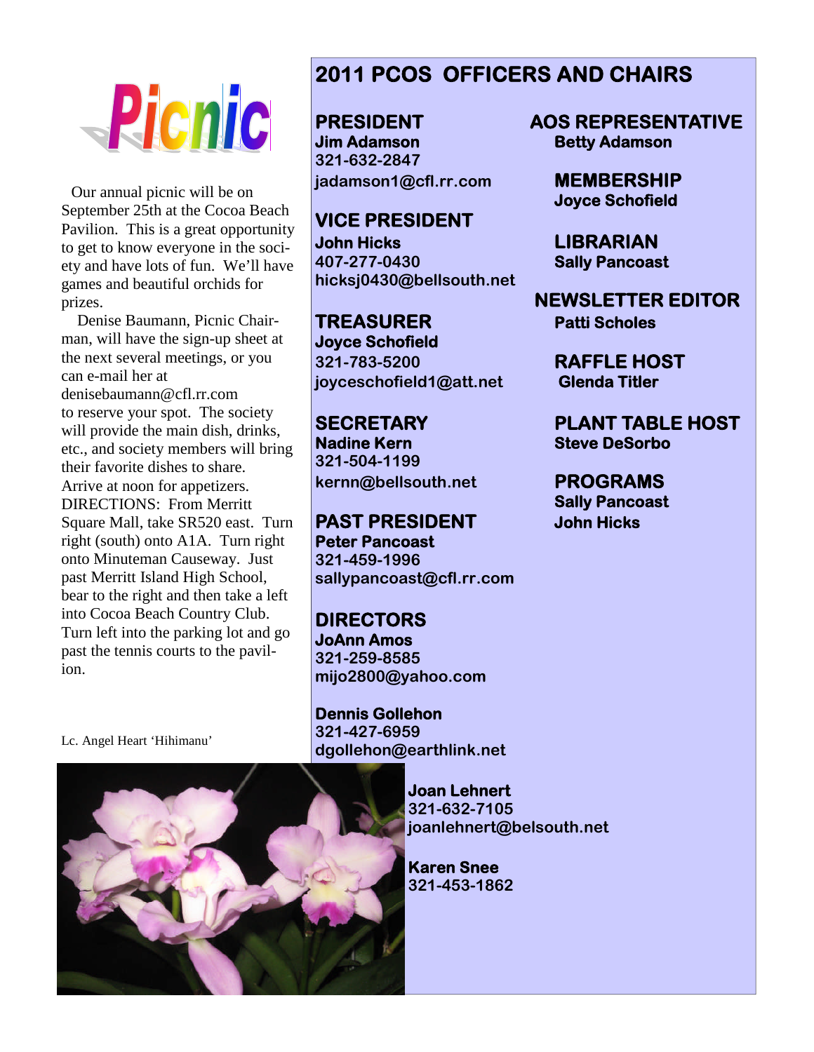# Picnic

Our annual picnic will be on September 25th at the Cocoa Beach Pavilion. This is a great opportunity to get to know everyone in the society and have lots of fun. We'll have games and beautiful orchids for prizes.

Denise Baumann, Picnic Chairman, will have the sign-up sheet at the next several meetings, or you can e-mail her at denisebaumann@cfl.rr.com to reserve your spot. The society will provide the main dish, drinks, etc., and society members will bring their favorite dishes to share. Arrive at noon for appetizers. DIRECTIONS: From Merritt Square Mall, take SR520 east. Turn right (south) onto A1A. Turn right onto Minuteman Causeway. Just past Merritt Island High School, bear to the right and then take a left into Cocoa Beach Country Club. Turn left into the parking lot and go past the tennis courts to the pavilion.

Lc. Angel Heart 'Hihimanu'

## 2011 PCOS OFFICERS AND CHAIRS

**PRESIDENT**
**Jim Adamson**
**321-632-2847**
**jadamson1@cfl.rr.com**

**VICE PRESIDENT**
**John Hicks**
**407-277-0430**
**hicksj0430@bellsouth.net**

**TREASURER**
**Joyce Schofield**
**321-783-5200**
**joyceschofield1@att.net**

**SECRETARY**
**Nadine Kern**
**321-504-1199**
**kernn@bellsouth.net**

**PAST PRESIDENT**
**Peter Pancoast**
**321-459-1996**
**sallypancoast@cfl.rr.com**

**DIRECTORS**
**JoAnn Amos**
**321-259-8585**
**mijo2800@yahoo.com**

**Dennis Gollehon**
**321-427-6959**
**dgollehon@earthlink.net**

**Joan Lehnert**
**321-632-7105**
**joanlehnert@belsouth.net**

**Karen Snee**
**321-453-1862**

**AOS REPRESENTATIVE**
**Betty Adamson**

**MEMBERSHIP**
**Joyce Schofield**

**LIBRARIAN**
**Sally Pancoast**

**NEWSLETTER EDITOR**
**Patti Scholes**

**RAFFLE HOST**
**Glenda Titler**

**PLANT TABLE HOST**
**Steve DeSorbo**

**PROGRAMS**
**Sally Pancoast**
**John Hicks**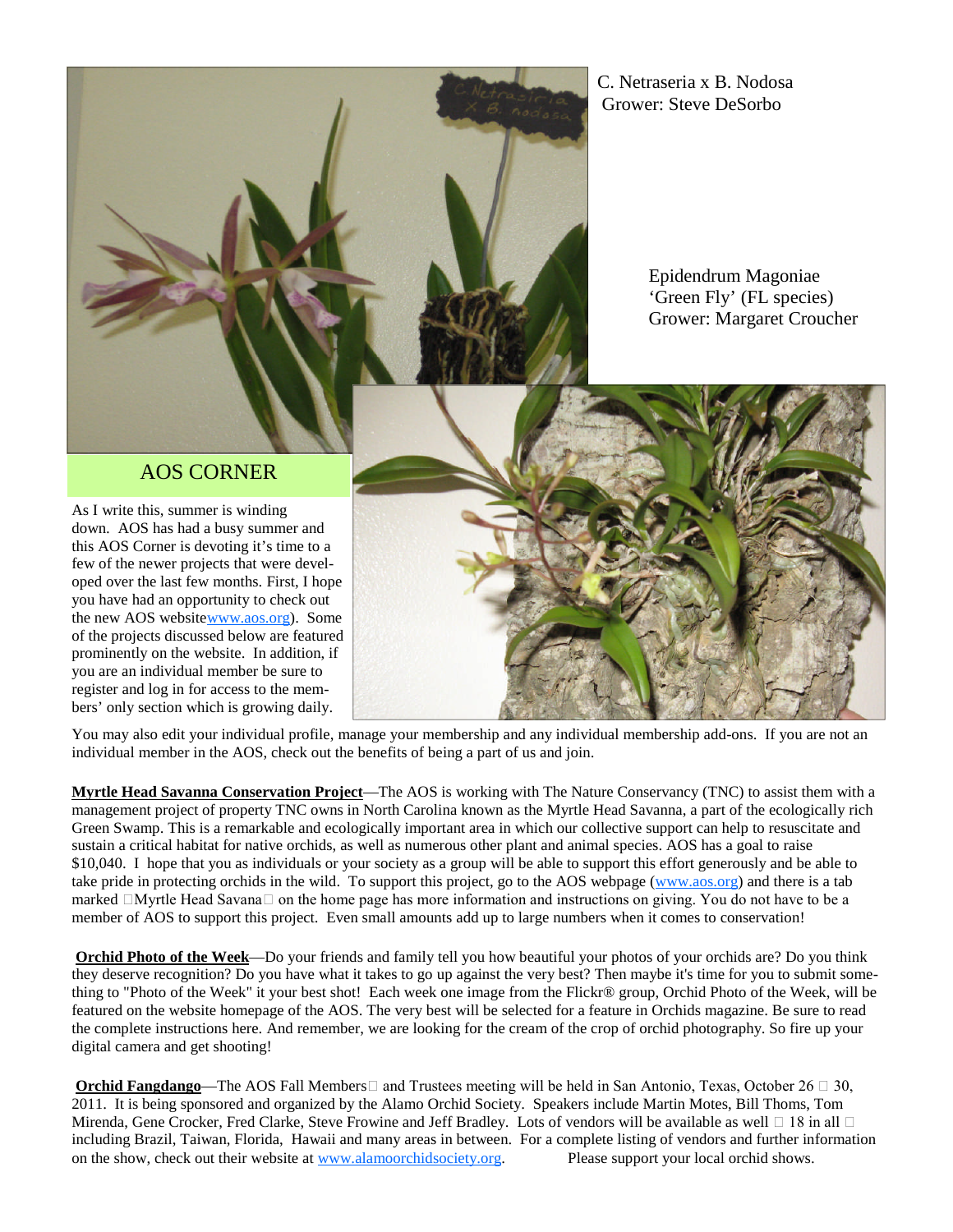C. Netraseria x B. Nodosa
Grower: Steve DeSorbo

Epidendrum Magoniae
'Green Fly' (FL species)
Grower: Margaret Croucher

## AOS CORNER

As I write this, summer is winding down. AOS has had a busy summer and this AOS Corner is devoting it's time to a few of the newer projects that were developed over the last few months. First, I hope you have had an opportunity to check out the new AOS websitewww.aos.org). Some of the projects discussed below are featured prominently on the website. In addition, if you are an individual member be sure to register and log in for access to the members' only section which is growing daily. You may also edit your individual profile, manage your membership and any individual membership add-ons. If you are not an individual member in the AOS, check out the benefits of being a part of us and join.

**Myrtle Head Savanna Conservation Project**—The AOS is working with The Nature Conservancy (TNC) to assist them with a management project of property TNC owns in North Carolina known as the Myrtle Head Savanna, a part of the ecologically rich Green Swamp. This is a remarkable and ecologically important area in which our collective support can help to resuscitate and sustain a critical habitat for native orchids, as well as numerous other plant and animal species. AOS has a goal to raise $10,040. I hope that you as individuals or your society as a group will be able to support this effort generously and be able to take pride in protecting orchids in the wild. To support this project, go to the AOS webpage (www.aos.org) and there is a tab marked Myrtle Head Savana on the home page has more information and instructions on giving. You do not have to be a member of AOS to support this project. Even small amounts add up to large numbers when it comes to conservation!

**Orchid Photo of the Week**—Do your friends and family tell you how beautiful your photos of your orchids are? Do you think they deserve recognition? Do you have what it takes to go up against the very best? Then maybe it's time for you to submit something to "Photo of the Week" it your best shot! Each week one image from the Flickr® group, Orchid Photo of the Week, will be featured on the website homepage of the AOS. The very best will be selected for a feature in Orchids magazine. Be sure to read the complete instructions here. And remember, we are looking for the cream of the crop of orchid photography. So fire up your digital camera and get shooting!

**Orchid Fangdango**—The AOS Fall Members and Trustees meeting will be held in San Antonio, Texas, October 26 – 30, 2011. It is being sponsored and organized by the Alamo Orchid Society. Speakers include Martin Motes, Bill Thoms, Tom Mirenda, Gene Crocker, Fred Clarke, Steve Frowine and Jeff Bradley. Lots of vendors will be available as well – 18 in all – including Brazil, Taiwan, Florida, Hawaii and many areas in between. For a complete listing of vendors and further information on the show, check out their website at www.alamoorchidsociety.org. Please support your local orchid shows.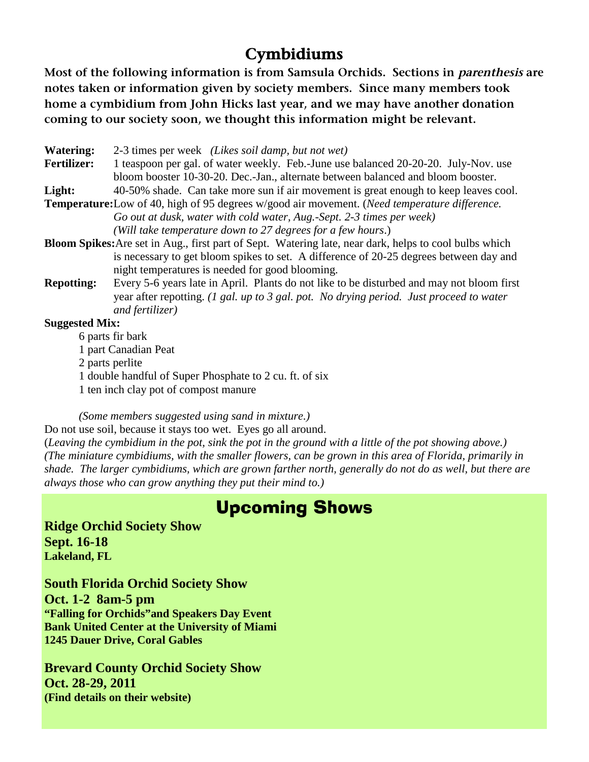# Cymbidiums

**Most of the following information is from Samsula Orchids. Sections in *parenthesis* are notes taken or information given by society members. Since many members took home a cymbidium from John Hicks last year, and we may have another donation coming to our society soon, we thought this information might be relevant.**

**Watering:** 2-3 times per week *(Likes soil damp, but not wet)*

**Fertilizer:** 1 teaspoon per gal. of water weekly. Feb.-June use balanced 20-20-20. July-Nov. use bloom booster 10-30-20. Dec.-Jan., alternate between balanced and bloom booster.

**Light:** 40-50% shade. Can take more sun if air movement is great enough to keep leaves cool.

**Temperature:** Low of 40, high of 95 degrees w/good air movement. (*Need temperature difference. Go out at dusk, water with cold water, Aug.-Sept. 2-3 times per week) (Will take temperature down to 27 degrees for a few hours*.)

**Bloom Spikes:** Are set in Aug., first part of Sept. Watering late, near dark, helps to cool bulbs which is necessary to get bloom spikes to set. A difference of 20-25 degrees between day and night temperatures is needed for good blooming.

**Repotting:** Every 5-6 years late in April. Plants do not like to be disturbed and may not bloom first year after repotting. *(1 gal. up to 3 gal. pot. No drying period. Just proceed to water and fertilizer)*

**Suggested Mix:**

- 6 parts fir bark
- 1 part Canadian Peat
- 2 parts perlite
- 1 double handful of Super Phosphate to 2 cu. ft. of six
- 1 ten inch clay pot of compost manure

*(Some members suggested using sand in mixture.)*

Do not use soil, because it stays too wet. Eyes go all around.

(*Leaving the cymbidium in the pot, sink the pot in the ground with a little of the pot showing above.) (The miniature cymbidiums, with the smaller flowers, can be grown in this area of Florida, primarily in shade. The larger cymbidiums, which are grown farther north, generally do not do as well, but there are always those who can grow anything they put their mind to.)*

# Upcoming Shows

**Ridge Orchid Society Show**
**Sept. 16-18**
**Lakeland, FL**

**South Florida Orchid Society Show**
**Oct. 1-2 8am-5 pm**
**"Falling for Orchids"and Speakers Day Event**
**Bank United Center at the University of Miami**
**1245 Dauer Drive, Coral Gables**

**Brevard County Orchid Society Show**
**Oct. 28-29, 2011**
**(Find details on their website)**